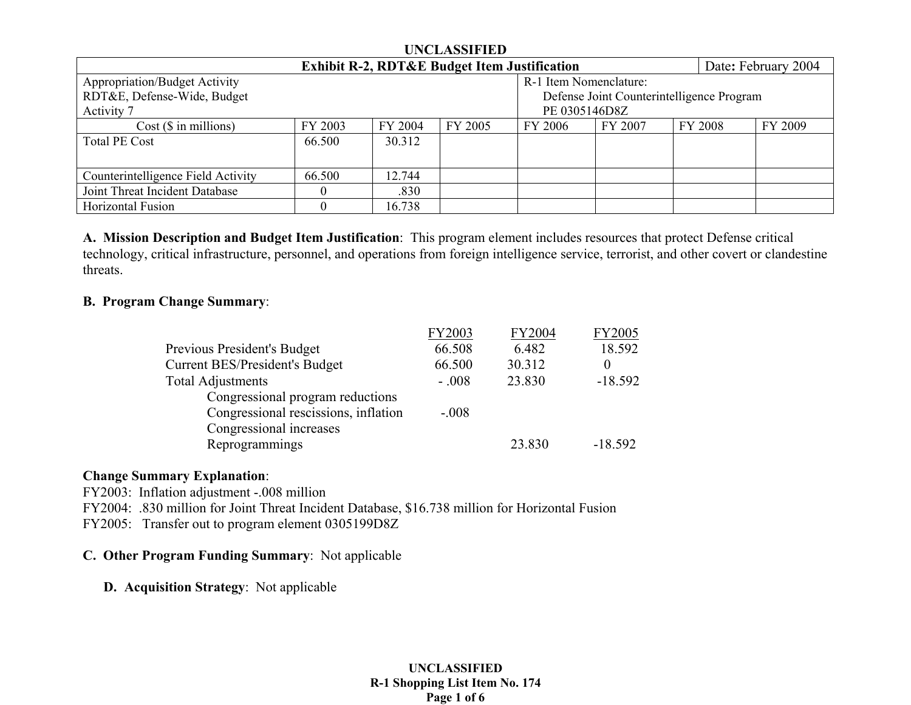UNCLASSIFIED

| Exhibit R-2, RDT&E Budget Item Justification | | | | Date: February 2004 | | | |
|---|---|---|---|---|---|---|---|
| Appropriation/Budget Activity<br>RDT&E, Defense-Wide, Budget Activity 7 | | | | R-1 Item Nomenclature:<br>Defense Joint Counterintelligence Program<br>PE 0305146D8Z | | | |
| Cost ($ in millions) | FY 2003 | FY 2004 | FY 2005 | FY 2006 | FY 2007 | FY 2008 | FY 2009 |
| Total PE Cost | 66.500 | 30.312 | | | | | |
| Counterintelligence Field Activity | 66.500 | 12.744 | | | | | |
| Joint Threat Incident Database | 0 | .830 | | | | | |
| Horizontal Fusion | 0 | 16.738 | | | | | |

**A. Mission Description and Budget Item Justification**: This program element includes resources that protect Defense critical technology, critical infrastructure, personnel, and operations from foreign intelligence service, terrorist, and other covert or clandestine threats.

**B. Program Change Summary**:

| | FY2003 | FY2004 | FY2005 |
|---|---|---|---|
| Previous President's Budget | 66.508 | 6.482 | 18.592 |
| Current BES/President's Budget | 66.500 | 30.312 | 0 |
| Total Adjustments | - .008 | 23.830 | -18.592 |
| Congressional program reductions | | | |
| Congressional rescissions, inflation | -.008 | | |
| Congressional increases | | | |
| Reprogrammings | | 23.830 | -18.592 |

**Change Summary Explanation**:

FY2003: Inflation adjustment -.008 million

FY2004: .830 million for Joint Threat Incident Database, $16.738 million for Horizontal Fusion

FY2005: Transfer out to program element 0305199D8Z

**C. Other Program Funding Summary**: Not applicable

**D. Acquisition Strategy**: Not applicable

UNCLASSIFIED
R-1 Shopping List Item No. 174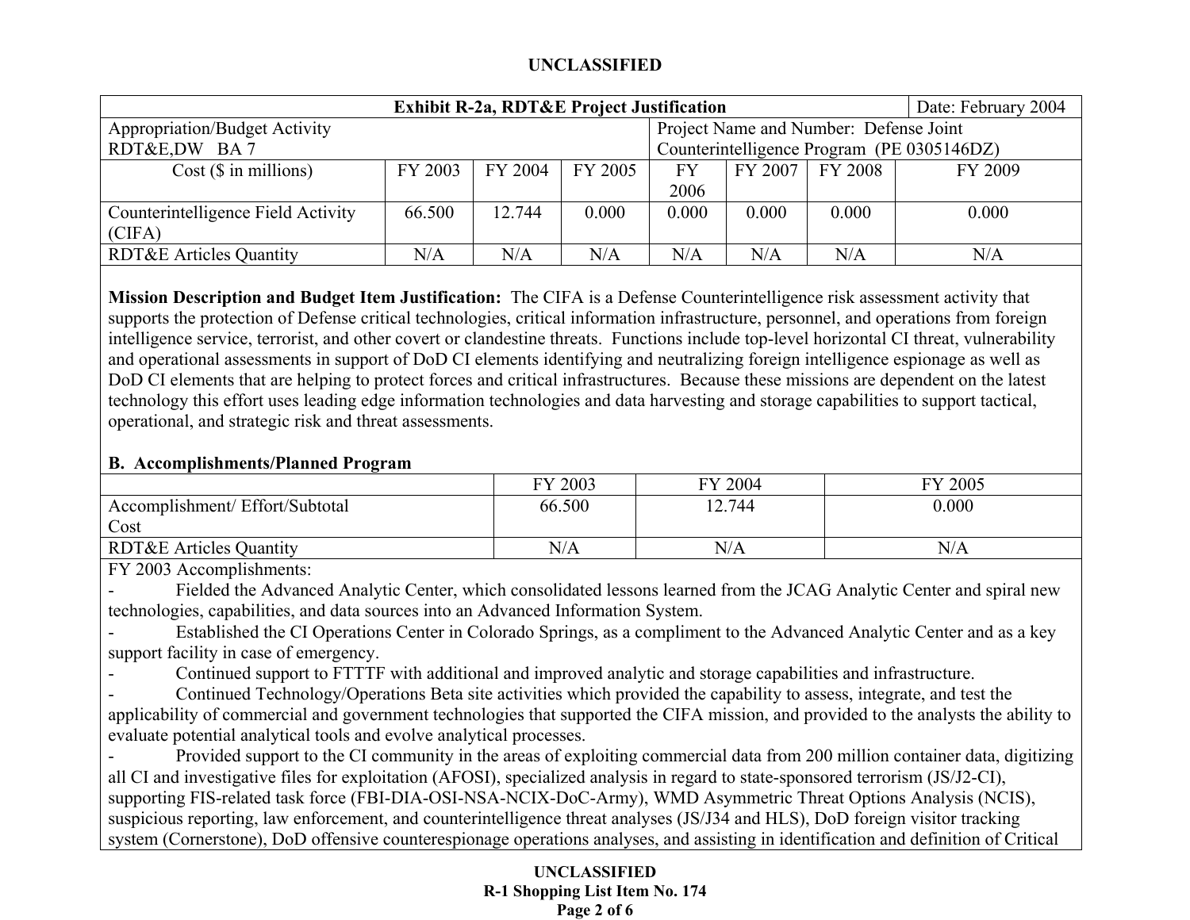**UNCLASSIFIED**

| Exhibit R-2a, RDT&E Project Justification | | | | | | | Date: February 2004 |
|---|---|---|---|---|---|---|---|
| Appropriation/Budget Activity RDT&E,DW BA 7 | | | | Project Name and Number: Defense Joint Counterintelligence Program (PE 0305146DZ) | | | |
| Cost ($ in millions) | FY 2003 | FY 2004 | FY 2005 | FY 2006 | FY 2007 | FY 2008 | FY 2009 |
| Counterintelligence Field Activity (CIFA) | 66.500 | 12.744 | 0.000 | 0.000 | 0.000 | 0.000 | 0.000 |
| RDT&E Articles Quantity | N/A | N/A | N/A | N/A | N/A | N/A | N/A |

**Mission Description and Budget Item Justification:** The CIFA is a Defense Counterintelligence risk assessment activity that supports the protection of Defense critical technologies, critical information infrastructure, personnel, and operations from foreign intelligence service, terrorist, and other covert or clandestine threats. Functions include top-level horizontal CI threat, vulnerability and operational assessments in support of DoD CI elements identifying and neutralizing foreign intelligence espionage as well as DoD CI elements that are helping to protect forces and critical infrastructures. Because these missions are dependent on the latest technology this effort uses leading edge information technologies and data harvesting and storage capabilities to support tactical, operational, and strategic risk and threat assessments.

**B. Accomplishments/Planned Program**

| | FY 2003 | FY 2004 | FY 2005 |
|---|---|---|---|
| Accomplishment/ Effort/Subtotal Cost | 66.500 | 12.744 | 0.000 |
| RDT&E Articles Quantity | N/A | N/A | N/A |

FY 2003 Accomplishments:

- Fielded the Advanced Analytic Center, which consolidated lessons learned from the JCAG Analytic Center and spiral new technologies, capabilities, and data sources into an Advanced Information System.
- Established the CI Operations Center in Colorado Springs, as a compliment to the Advanced Analytic Center and as a key support facility in case of emergency.
- Continued support to FTTTF with additional and improved analytic and storage capabilities and infrastructure.
- Continued Technology/Operations Beta site activities which provided the capability to assess, integrate, and test the applicability of commercial and government technologies that supported the CIFA mission, and provided to the analysts the ability to evaluate potential analytical tools and evolve analytical processes.
- Provided support to the CI community in the areas of exploiting commercial data from 200 million container data, digitizing all CI and investigative files for exploitation (AFOSI), specialized analysis in regard to state-sponsored terrorism (JS/J2-CI), supporting FIS-related task force (FBI-DIA-OSI-NSA-NCIX-DoC-Army), WMD Asymmetric Threat Options Analysis (NCIS), suspicious reporting, law enforcement, and counterintelligence threat analyses (JS/J34 and HLS), DoD foreign visitor tracking system (Cornerstone), DoD offensive counterespionage operations analyses, and assisting in identification and definition of Critical

**UNCLASSIFIED**
**R-1 Shopping List Item No. 174**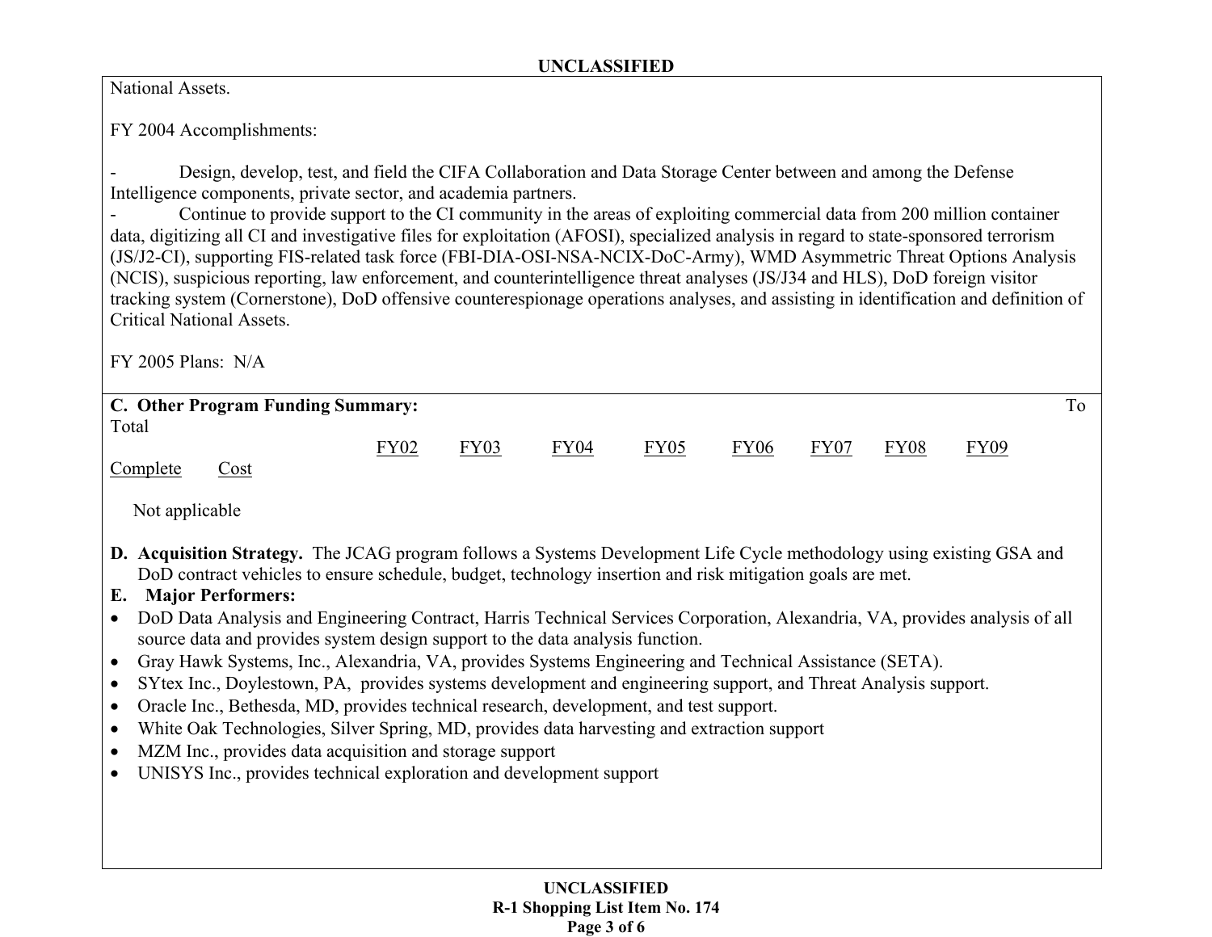National Assets.

FY 2004 Accomplishments:

- Design, develop, test, and field the CIFA Collaboration and Data Storage Center between and among the Defense Intelligence components, private sector, and academia partners.
- Continue to provide support to the CI community in the areas of exploiting commercial data from 200 million container data, digitizing all CI and investigative files for exploitation (AFOSI), specialized analysis in regard to state-sponsored terrorism (JS/J2-CI), supporting FIS-related task force (FBI-DIA-OSI-NSA-NCIX-DoC-Army), WMD Asymmetric Threat Options Analysis (NCIS), suspicious reporting, law enforcement, and counterintelligence threat analyses (JS/J34 and HLS), DoD foreign visitor tracking system (Cornerstone), DoD offensive counterespionage operations analyses, and assisting in identification and definition of Critical National Assets.

FY 2005 Plans: N/A

**C. Other Program Funding Summary:**

| | FY02 | FY03 | FY04 | FY05 | FY06 | FY07 | FY08 | FY09 | To Complete | Total Cost |
|---|---|---|---|---|---|---|---|---|---|---|
| Not applicable | | | | | | | | | | |

**D. Acquisition Strategy.** The JCAG program follows a Systems Development Life Cycle methodology using existing GSA and DoD contract vehicles to ensure schedule, budget, technology insertion and risk mitigation goals are met.

**E. Major Performers:**

- DoD Data Analysis and Engineering Contract, Harris Technical Services Corporation, Alexandria, VA, provides analysis of all source data and provides system design support to the data analysis function.
- Gray Hawk Systems, Inc., Alexandria, VA, provides Systems Engineering and Technical Assistance (SETA).
- SYtex Inc., Doylestown, PA, provides systems development and engineering support, and Threat Analysis support.
- Oracle Inc., Bethesda, MD, provides technical research, development, and test support.
- White Oak Technologies, Silver Spring, MD, provides data harvesting and extraction support
- MZM Inc., provides data acquisition and storage support
- UNISYS Inc., provides technical exploration and development support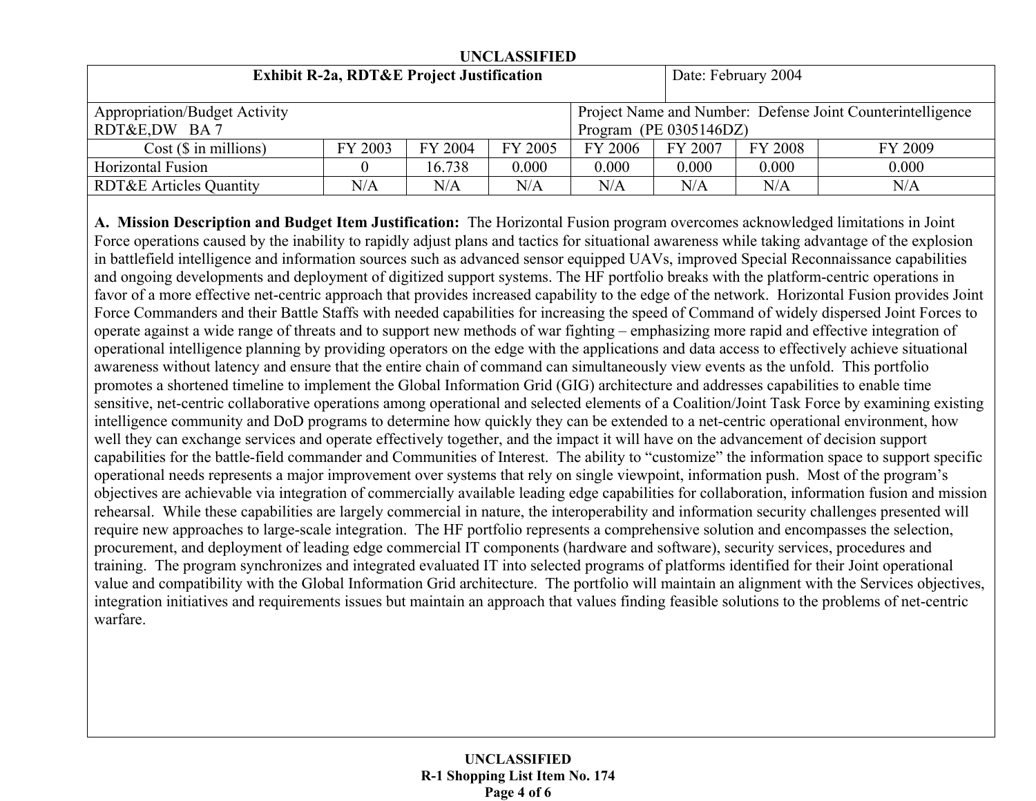UNCLASSIFIED

| Exhibit R-2a, RDT&E Project Justification | | | | | | | Date: February 2004 |
|---|---|---|---|---|---|---|---|
| Appropriation/Budget Activity<br>RDT&E,DW BA 7 | | | | Project Name and Number: Defense Joint Counterintelligence Program (PE 0305146DZ) | | | |
| Cost ($ in millions) | FY 2003 | FY 2004 | FY 2005 | FY 2006 | FY 2007 | FY 2008 | FY 2009 |
| Horizontal Fusion | 0 | 16.738 | 0.000 | 0.000 | 0.000 | 0.000 | 0.000 |
| RDT&E Articles Quantity | N/A | N/A | N/A | N/A | N/A | N/A | N/A |

**A. Mission Description and Budget Item Justification:** The Horizontal Fusion program overcomes acknowledged limitations in Joint Force operations caused by the inability to rapidly adjust plans and tactics for situational awareness while taking advantage of the explosion in battlefield intelligence and information sources such as advanced sensor equipped UAVs, improved Special Reconnaissance capabilities and ongoing developments and deployment of digitized support systems. The HF portfolio breaks with the platform-centric operations in favor of a more effective net-centric approach that provides increased capability to the edge of the network. Horizontal Fusion provides Joint Force Commanders and their Battle Staffs with needed capabilities for increasing the speed of Command of widely dispersed Joint Forces to operate against a wide range of threats and to support new methods of war fighting – emphasizing more rapid and effective integration of operational intelligence planning by providing operators on the edge with the applications and data access to effectively achieve situational awareness without latency and ensure that the entire chain of command can simultaneously view events as the unfold. This portfolio promotes a shortened timeline to implement the Global Information Grid (GIG) architecture and addresses capabilities to enable time sensitive, net-centric collaborative operations among operational and selected elements of a Coalition/Joint Task Force by examining existing intelligence community and DoD programs to determine how quickly they can be extended to a net-centric operational environment, how well they can exchange services and operate effectively together, and the impact it will have on the advancement of decision support capabilities for the battle-field commander and Communities of Interest. The ability to "customize" the information space to support specific operational needs represents a major improvement over systems that rely on single viewpoint, information push. Most of the program's objectives are achievable via integration of commercially available leading edge capabilities for collaboration, information fusion and mission rehearsal. While these capabilities are largely commercial in nature, the interoperability and information security challenges presented will require new approaches to large-scale integration. The HF portfolio represents a comprehensive solution and encompasses the selection, procurement, and deployment of leading edge commercial IT components (hardware and software), security services, procedures and training. The program synchronizes and integrated evaluated IT into selected programs of platforms identified for their Joint operational value and compatibility with the Global Information Grid architecture. The portfolio will maintain an alignment with the Services objectives, integration initiatives and requirements issues but maintain an approach that values finding feasible solutions to the problems of net-centric warfare.

UNCLASSIFIED
R-1 Shopping List Item No. 174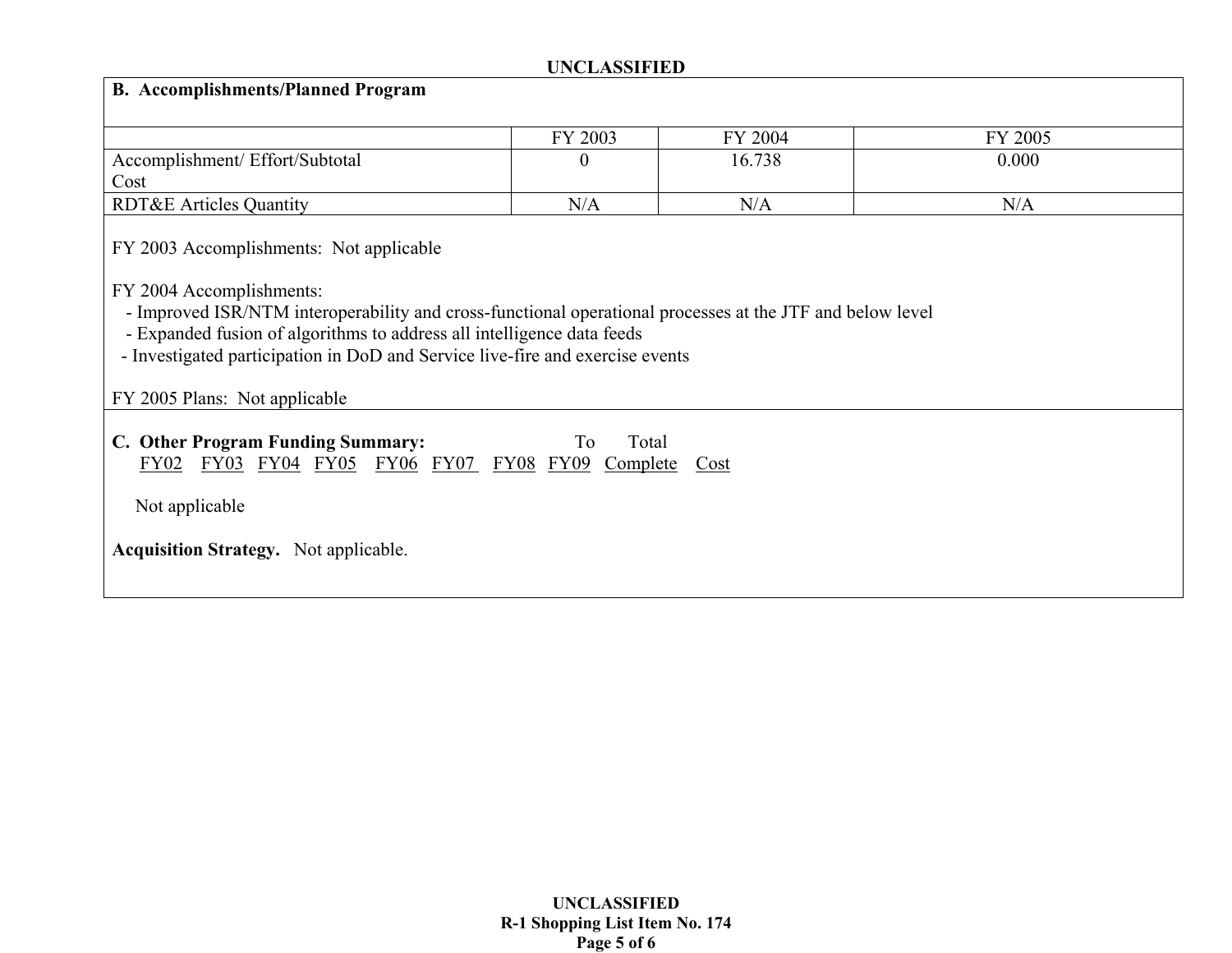## B. Accomplishments/Planned Program

| | FY 2003 | FY 2004 | FY 2005 |
|---|---|---|---|
| Accomplishment/ Effort/Subtotal Cost | 0 | 16.738 | 0.000 |
| RDT&E Articles Quantity | N/A | N/A | N/A |

FY 2003 Accomplishments: Not applicable

FY 2004 Accomplishments:
- Improved ISR/NTM interoperability and cross-functional operational processes at the JTF and below level
- Expanded fusion of algorithms to address all intelligence data feeds
- Investigated participation in DoD and Service live-fire and exercise events

FY 2005 Plans: Not applicable

**C. Other Program Funding Summary:**

| FY02 | FY03 | FY04 | FY05 | FY06 | FY07 | FY08 | FY09 | To Complete | Total Cost |
|---|---|---|---|---|---|---|---|---|---|

Not applicable

**Acquisition Strategy.** Not applicable.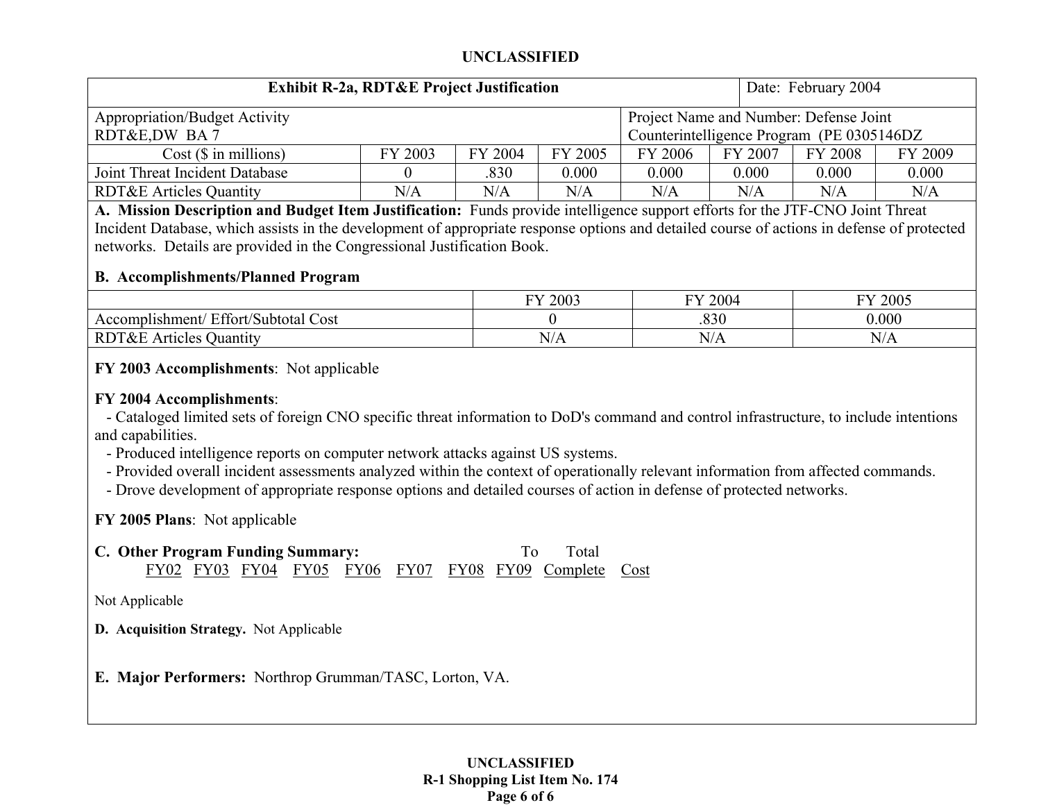UNCLASSIFIED

| Exhibit R-2a, RDT&E Project Justification | | | | Date: February 2004 | | | |
|---|---|---|---|---|---|---|---|
| Appropriation/Budget Activity<br>RDT&E,DW BA 7 | | | | Project Name and Number: Defense Joint Counterintelligence Program (PE 0305146DZ | | | |
| Cost ($ in millions) | FY 2003 | FY 2004 | FY 2005 | FY 2006 | FY 2007 | FY 2008 | FY 2009 |
| Joint Threat Incident Database | 0 | .830 | 0.000 | 0.000 | 0.000 | 0.000 | 0.000 |
| RDT&E Articles Quantity | N/A | N/A | N/A | N/A | N/A | N/A | N/A |

**A. Mission Description and Budget Item Justification:** Funds provide intelligence support efforts for the JTF-CNO Joint Threat Incident Database, which assists in the development of appropriate response options and detailed course of actions in defense of protected networks. Details are provided in the Congressional Justification Book.

**B. Accomplishments/Planned Program**

| | FY 2003 | FY 2004 | FY 2005 |
|---|---|---|---|
| Accomplishment/ Effort/Subtotal Cost | 0 | .830 | 0.000 |
| RDT&E Articles Quantity | N/A | N/A | N/A |

**FY 2003 Accomplishments**: Not applicable

**FY 2004 Accomplishments**:
- Cataloged limited sets of foreign CNO specific threat information to DoD's command and control infrastructure, to include intentions and capabilities.
- Produced intelligence reports on computer network attacks against US systems.
- Provided overall incident assessments analyzed within the context of operationally relevant information from affected commands.
- Drove development of appropriate response options and detailed courses of action in defense of protected networks.

**FY 2005 Plans**: Not applicable

**C. Other Program Funding Summary:**

| FY02 | FY03 | FY04 | FY05 | FY06 | FY07 | FY08 | FY09 | To Complete | Total Cost |
|---|---|---|---|---|---|---|---|---|---|

Not Applicable

**D. Acquisition Strategy.** Not Applicable

**E. Major Performers:** Northrop Grumman/TASC, Lorton, VA.

UNCLASSIFIED

R-1 Shopping List Item No. 174